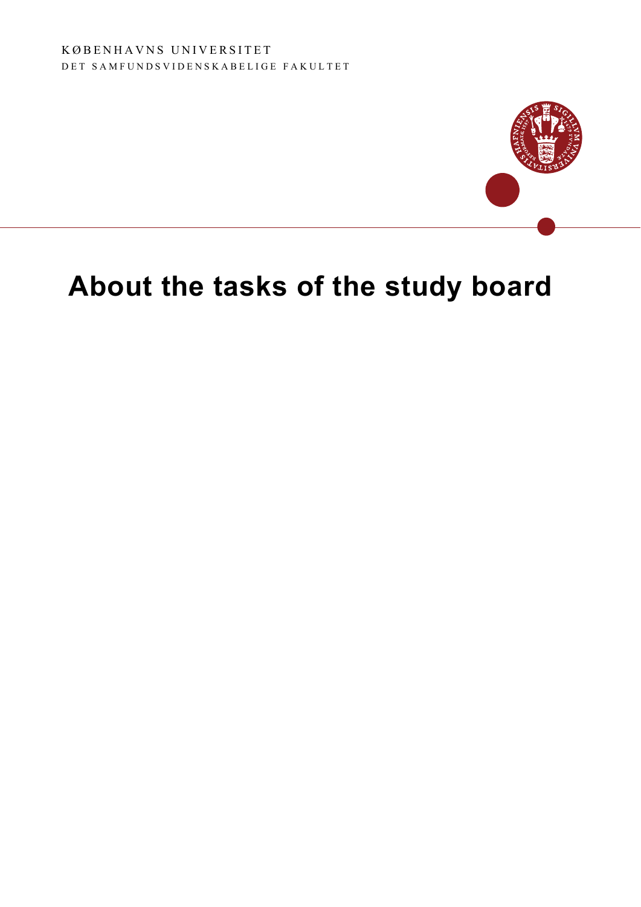KØBENHAVNS UNIVERSITET

DET SAMFUNDSVIDENSKABELIGE FAKULTET

# About the tasks of the study board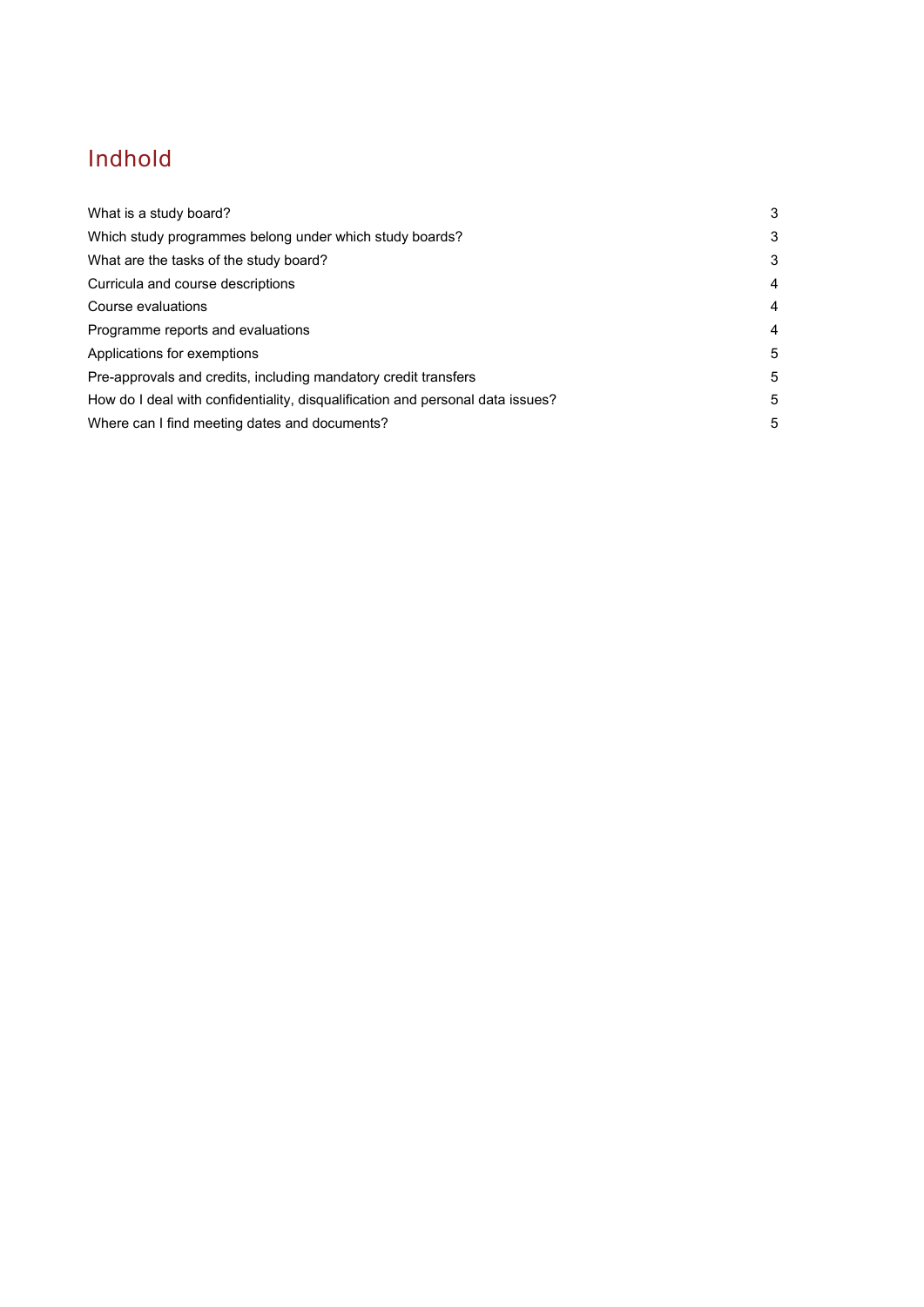# Indhold

| | |
|---|---|
| What is a study board? | 3 |
| Which study programmes belong under which study boards? | 3 |
| What are the tasks of the study board? | 3 |
| Curricula and course descriptions | 4 |
| Course evaluations | 4 |
| Programme reports and evaluations | 4 |
| Applications for exemptions | 5 |
| Pre-approvals and credits, including mandatory credit transfers | 5 |
| How do I deal with confidentiality, disqualification and personal data issues? | 5 |
| Where can I find meeting dates and documents? | 5 |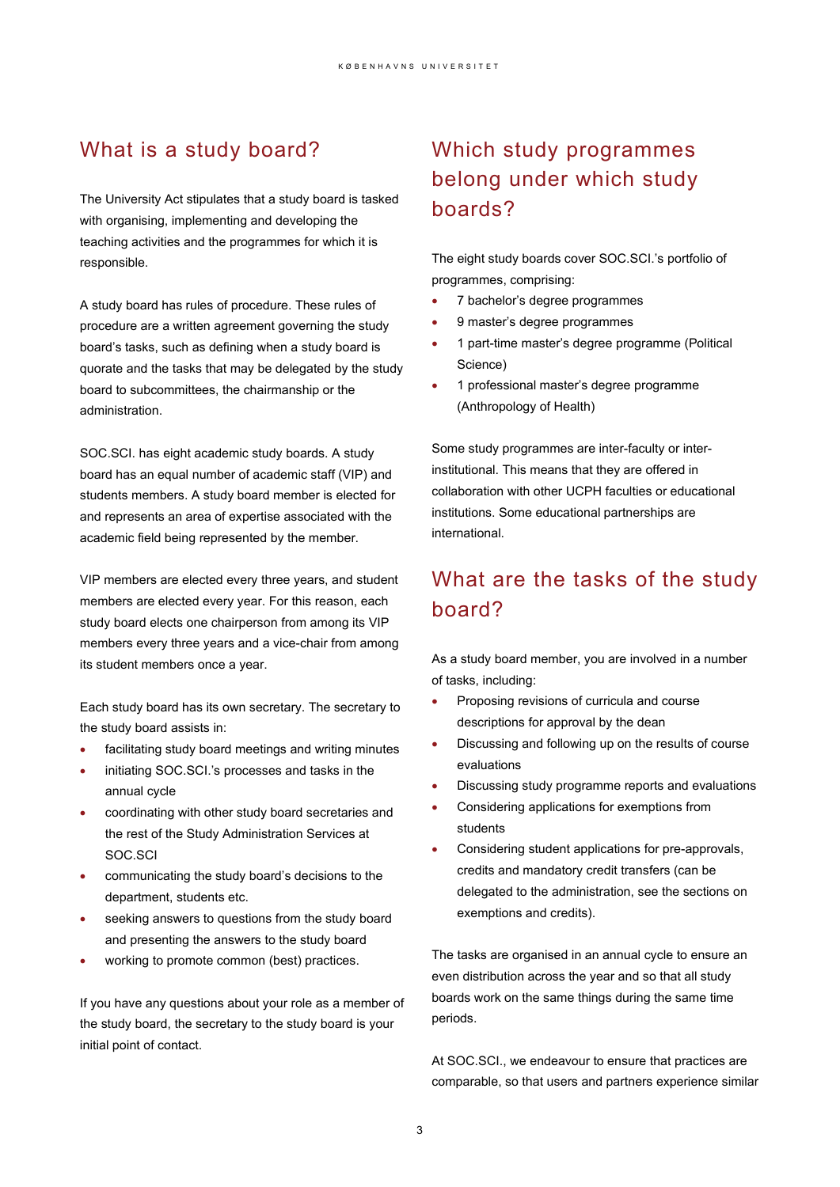## What is a study board?

The University Act stipulates that a study board is tasked with organising, implementing and developing the teaching activities and the programmes for which it is responsible.

A study board has rules of procedure. These rules of procedure are a written agreement governing the study board's tasks, such as defining when a study board is quorate and the tasks that may be delegated by the study board to subcommittees, the chairmanship or the administration.

SOC.SCI. has eight academic study boards. A study board has an equal number of academic staff (VIP) and students members. A study board member is elected for and represents an area of expertise associated with the academic field being represented by the member.

VIP members are elected every three years, and student members are elected every year. For this reason, each study board elects one chairperson from among its VIP members every three years and a vice-chair from among its student members once a year.

Each study board has its own secretary. The secretary to the study board assists in:

- facilitating study board meetings and writing minutes
- initiating SOC.SCI.'s processes and tasks in the annual cycle
- coordinating with other study board secretaries and the rest of the Study Administration Services at SOC.SCI
- communicating the study board's decisions to the department, students etc.
- seeking answers to questions from the study board and presenting the answers to the study board
- working to promote common (best) practices.

If you have any questions about your role as a member of the study board, the secretary to the study board is your initial point of contact.

## Which study programmes belong under which study boards?

The eight study boards cover SOC.SCI.'s portfolio of programmes, comprising:

- 7 bachelor's degree programmes
- 9 master's degree programmes
- 1 part-time master's degree programme (Political Science)
- 1 professional master's degree programme (Anthropology of Health)

Some study programmes are inter-faculty or inter-institutional. This means that they are offered in collaboration with other UCPH faculties or educational institutions. Some educational partnerships are international.

## What are the tasks of the study board?

As a study board member, you are involved in a number of tasks, including:

- Proposing revisions of curricula and course descriptions for approval by the dean
- Discussing and following up on the results of course evaluations
- Discussing study programme reports and evaluations
- Considering applications for exemptions from students
- Considering student applications for pre-approvals, credits and mandatory credit transfers (can be delegated to the administration, see the sections on exemptions and credits).

The tasks are organised in an annual cycle to ensure an even distribution across the year and so that all study boards work on the same things during the same time periods.

At SOC.SCI., we endeavour to ensure that practices are comparable, so that users and partners experience similar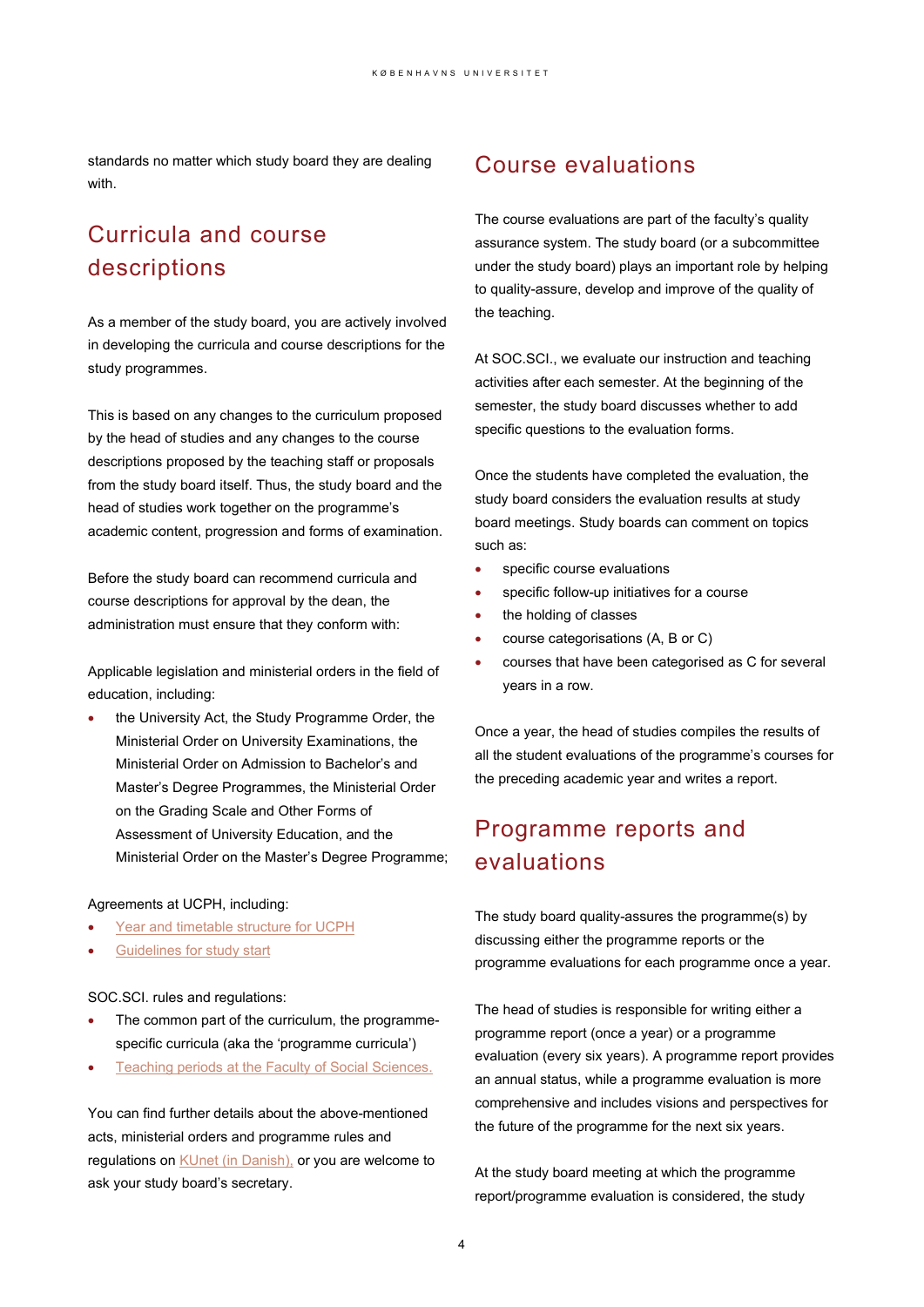standards no matter which study board they are dealing with.

## Curricula and course descriptions

As a member of the study board, you are actively involved in developing the curricula and course descriptions for the study programmes.

This is based on any changes to the curriculum proposed by the head of studies and any changes to the course descriptions proposed by the teaching staff or proposals from the study board itself. Thus, the study board and the head of studies work together on the programme's academic content, progression and forms of examination.

Before the study board can recommend curricula and course descriptions for approval by the dean, the administration must ensure that they conform with:

Applicable legislation and ministerial orders in the field of education, including:

- the University Act, the Study Programme Order, the Ministerial Order on University Examinations, the Ministerial Order on Admission to Bachelor's and Master's Degree Programmes, the Ministerial Order on the Grading Scale and Other Forms of Assessment of University Education, and the Ministerial Order on the Master's Degree Programme;

Agreements at UCPH, including:

- Year and timetable structure for UCPH
- Guidelines for study start

SOC.SCI. rules and regulations:

- The common part of the curriculum, the programme-specific curricula (aka the 'programme curricula')
- Teaching periods at the Faculty of Social Sciences.

You can find further details about the above-mentioned acts, ministerial orders and programme rules and regulations on KUnet (in Danish), or you are welcome to ask your study board's secretary.

## Course evaluations

The course evaluations are part of the faculty's quality assurance system. The study board (or a subcommittee under the study board) plays an important role by helping to quality-assure, develop and improve of the quality of the teaching.

At SOC.SCI., we evaluate our instruction and teaching activities after each semester. At the beginning of the semester, the study board discusses whether to add specific questions to the evaluation forms.

Once the students have completed the evaluation, the study board considers the evaluation results at study board meetings. Study boards can comment on topics such as:

- specific course evaluations
- specific follow-up initiatives for a course
- the holding of classes
- course categorisations (A, B or C)
- courses that have been categorised as C for several years in a row.

Once a year, the head of studies compiles the results of all the student evaluations of the programme's courses for the preceding academic year and writes a report.

## Programme reports and evaluations

The study board quality-assures the programme(s) by discussing either the programme reports or the programme evaluations for each programme once a year.

The head of studies is responsible for writing either a programme report (once a year) or a programme evaluation (every six years). A programme report provides an annual status, while a programme evaluation is more comprehensive and includes visions and perspectives for the future of the programme for the next six years.

At the study board meeting at which the programme report/programme evaluation is considered, the study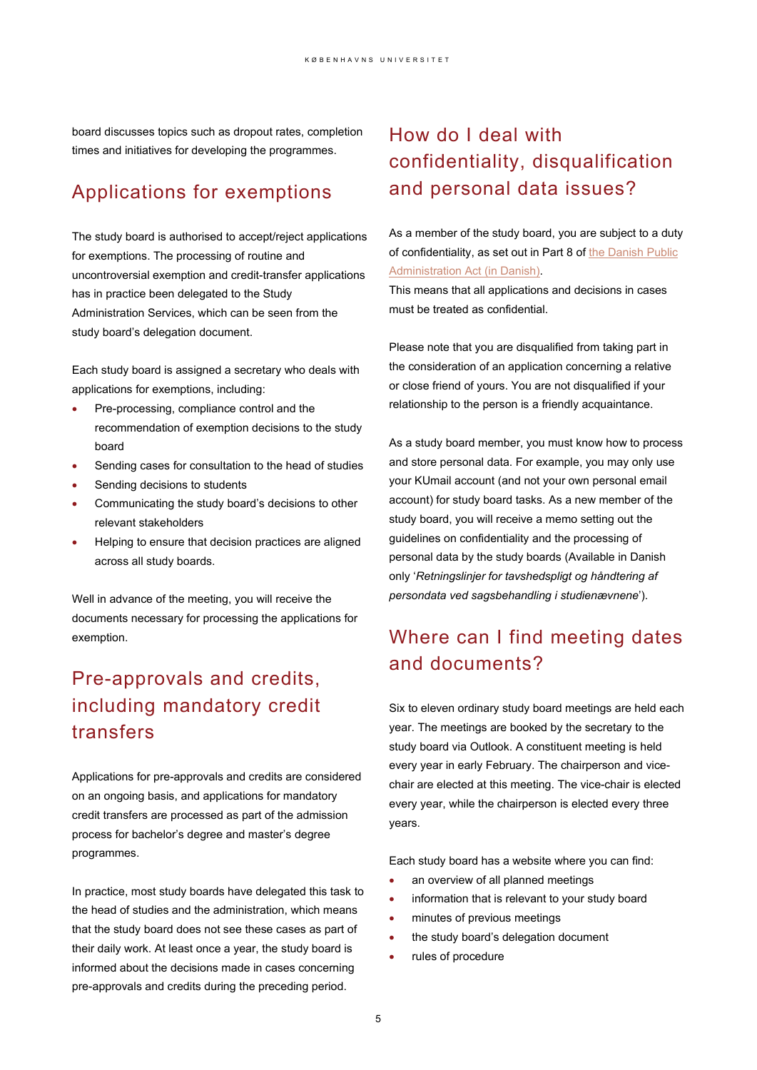board discusses topics such as dropout rates, completion times and initiatives for developing the programmes.

## Applications for exemptions

The study board is authorised to accept/reject applications for exemptions. The processing of routine and uncontroversial exemption and credit-transfer applications has in practice been delegated to the Study Administration Services, which can be seen from the study board's delegation document.

Each study board is assigned a secretary who deals with applications for exemptions, including:

- Pre-processing, compliance control and the recommendation of exemption decisions to the study board
- Sending cases for consultation to the head of studies
- Sending decisions to students
- Communicating the study board's decisions to other relevant stakeholders
- Helping to ensure that decision practices are aligned across all study boards.

Well in advance of the meeting, you will receive the documents necessary for processing the applications for exemption.

## Pre-approvals and credits, including mandatory credit transfers

Applications for pre-approvals and credits are considered on an ongoing basis, and applications for mandatory credit transfers are processed as part of the admission process for bachelor's degree and master's degree programmes.

In practice, most study boards have delegated this task to the head of studies and the administration, which means that the study board does not see these cases as part of their daily work. At least once a year, the study board is informed about the decisions made in cases concerning pre-approvals and credits during the preceding period.

## How do I deal with confidentiality, disqualification and personal data issues?

As a member of the study board, you are subject to a duty of confidentiality, as set out in Part 8 of the Danish Public Administration Act (in Danish).
This means that all applications and decisions in cases must be treated as confidential.

Please note that you are disqualified from taking part in the consideration of an application concerning a relative or close friend of yours. You are not disqualified if your relationship to the person is a friendly acquaintance.

As a study board member, you must know how to process and store personal data. For example, you may only use your KUmail account (and not your own personal email account) for study board tasks. As a new member of the study board, you will receive a memo setting out the guidelines on confidentiality and the processing of personal data by the study boards (Available in Danish only '*Retningslinjer for tavshedspligt og håndtering af persondata ved sagsbehandling i studienævnene*').

## Where can I find meeting dates and documents?

Six to eleven ordinary study board meetings are held each year. The meetings are booked by the secretary to the study board via Outlook. A constituent meeting is held every year in early February. The chairperson and vice-chair are elected at this meeting. The vice-chair is elected every year, while the chairperson is elected every three years.

Each study board has a website where you can find:

- an overview of all planned meetings
- information that is relevant to your study board
- minutes of previous meetings
- the study board's delegation document
- rules of procedure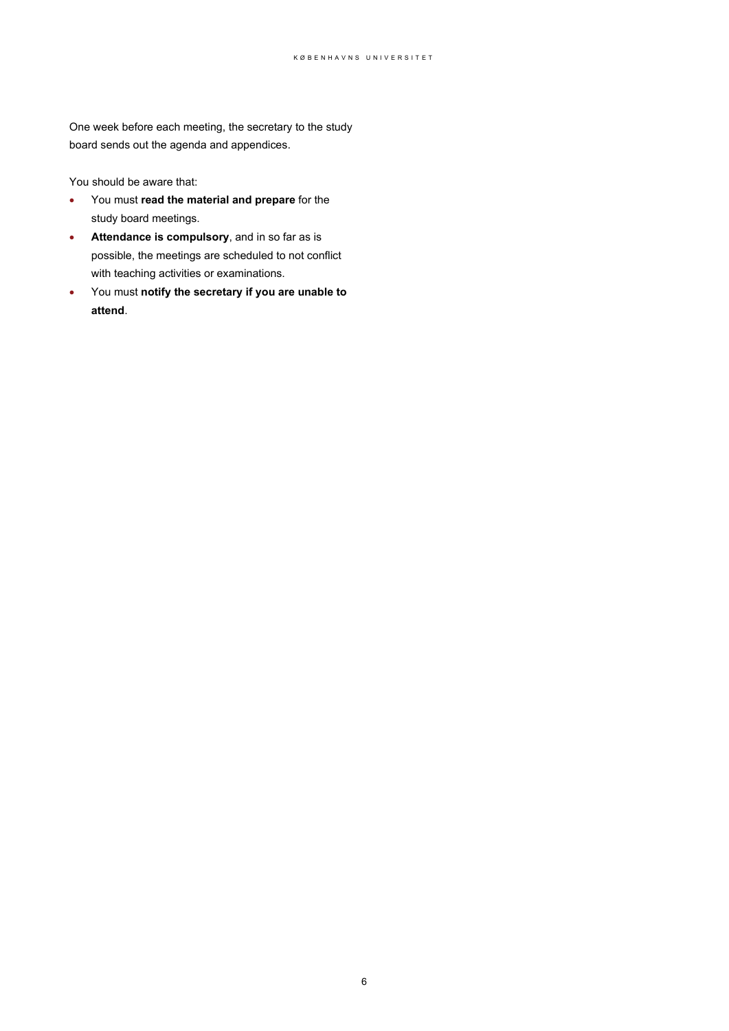One week before each meeting, the secretary to the study board sends out the agenda and appendices.

You should be aware that:

- You must **read the material and prepare** for the study board meetings.
- **Attendance is compulsory**, and in so far as is possible, the meetings are scheduled to not conflict with teaching activities or examinations.
- You must **notify the secretary if you are unable to attend**.